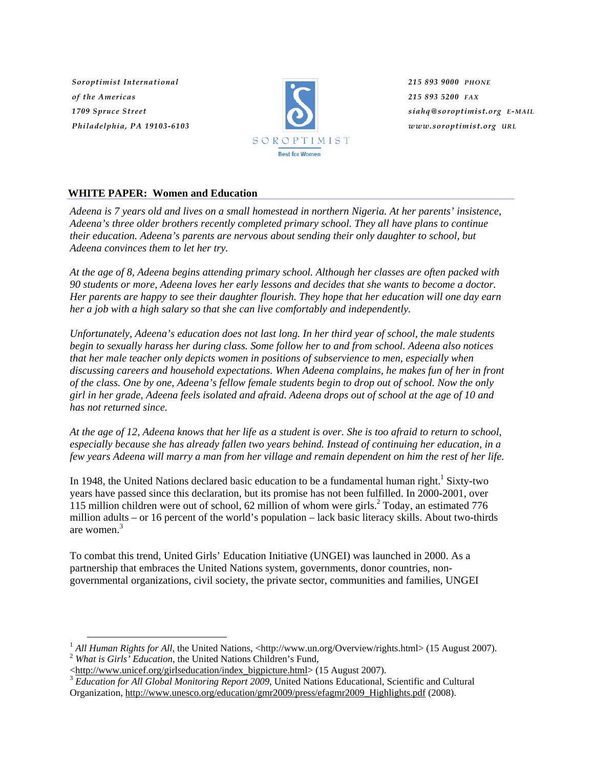Soroptimist International
of the Americas
1709 Spruce Street
Philadelphia, PA 19103-6103

SOROPTIMIST
Best for Women

215 893 9000 PHONE
215 893 5200 FAX
siahq@soroptimist.org E-MAIL
www.soroptimist.org URL

## WHITE PAPER: Women and Education

*Adeena is 7 years old and lives on a small homestead in northern Nigeria. At her parents' insistence, Adeena's three older brothers recently completed primary school. They all have plans to continue their education. Adeena's parents are nervous about sending their only daughter to school, but Adeena convinces them to let her try.*

*At the age of 8, Adeena begins attending primary school. Although her classes are often packed with 90 students or more, Adeena loves her early lessons and decides that she wants to become a doctor. Her parents are happy to see their daughter flourish. They hope that her education will one day earn her a job with a high salary so that she can live comfortably and independently.*

*Unfortunately, Adeena's education does not last long. In her third year of school, the male students begin to sexually harass her during class. Some follow her to and from school. Adeena also notices that her male teacher only depicts women in positions of subservience to men, especially when discussing careers and household expectations. When Adeena complains, he makes fun of her in front of the class. One by one, Adeena's fellow female students begin to drop out of school. Now the only girl in her grade, Adeena feels isolated and afraid. Adeena drops out of school at the age of 10 and has not returned since.*

*At the age of 12, Adeena knows that her life as a student is over. She is too afraid to return to school, especially because she has already fallen two years behind. Instead of continuing her education, in a few years Adeena will marry a man from her village and remain dependent on him the rest of her life.*

In 1948, the United Nations declared basic education to be a fundamental human right.[1] Sixty-two years have passed since this declaration, but its promise has not been fulfilled. In 2000-2001, over 115 million children were out of school, 62 million of whom were girls.[2] Today, an estimated 776 million adults – or 16 percent of the world's population – lack basic literacy skills. About two-thirds are women.[3]

To combat this trend, United Girls' Education Initiative (UNGEI) was launched in 2000. As a partnership that embraces the United Nations system, governments, donor countries, non-governmental organizations, civil society, the private sector, communities and families, UNGEI

---

[1] *All Human Rights for All*, the United Nations, <http://www.un.org/Overview/rights.html> (15 August 2007).

[2] *What is Girls' Education*, the United Nations Children's Fund, <http://www.unicef.org/girlseducation/index_bigpicture.html> (15 August 2007).

[3] *Education for All Global Monitoring Report 2009*, United Nations Educational, Scientific and Cultural Organization, http://www.unesco.org/education/gmr2009/press/efagmr2009_Highlights.pdf (2008).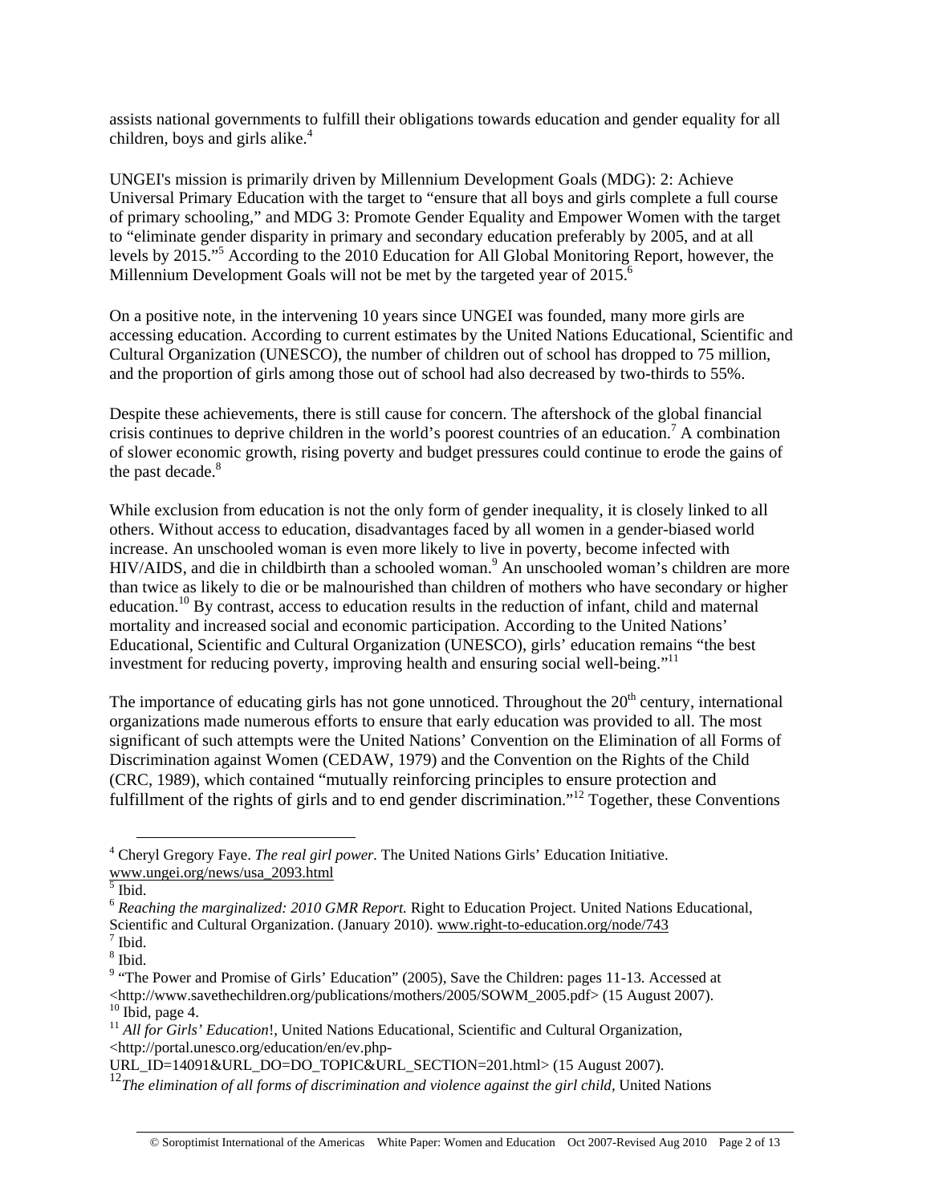assists national governments to fulfill their obligations towards education and gender equality for all children, boys and girls alike.[4]

UNGEI's mission is primarily driven by Millennium Development Goals (MDG): 2: Achieve Universal Primary Education with the target to "ensure that all boys and girls complete a full course of primary schooling," and MDG 3: Promote Gender Equality and Empower Women with the target to "eliminate gender disparity in primary and secondary education preferably by 2005, and at all levels by 2015."[5] According to the 2010 Education for All Global Monitoring Report, however, the Millennium Development Goals will not be met by the targeted year of 2015.[6]

On a positive note, in the intervening 10 years since UNGEI was founded, many more girls are accessing education. According to current estimates by the United Nations Educational, Scientific and Cultural Organization (UNESCO), the number of children out of school has dropped to 75 million, and the proportion of girls among those out of school had also decreased by two-thirds to 55%.

Despite these achievements, there is still cause for concern. The aftershock of the global financial crisis continues to deprive children in the world's poorest countries of an education.[7] A combination of slower economic growth, rising poverty and budget pressures could continue to erode the gains of the past decade.[8]

While exclusion from education is not the only form of gender inequality, it is closely linked to all others. Without access to education, disadvantages faced by all women in a gender-biased world increase. An unschooled woman is even more likely to live in poverty, become infected with HIV/AIDS, and die in childbirth than a schooled woman.[9] An unschooled woman's children are more than twice as likely to die or be malnourished than children of mothers who have secondary or higher education.[10] By contrast, access to education results in the reduction of infant, child and maternal mortality and increased social and economic participation. According to the United Nations' Educational, Scientific and Cultural Organization (UNESCO), girls' education remains "the best investment for reducing poverty, improving health and ensuring social well-being."[11]

The importance of educating girls has not gone unnoticed. Throughout the 20th century, international organizations made numerous efforts to ensure that early education was provided to all. The most significant of such attempts were the United Nations' Convention on the Elimination of all Forms of Discrimination against Women (CEDAW, 1979) and the Convention on the Rights of the Child (CRC, 1989), which contained "mutually reinforcing principles to ensure protection and fulfillment of the rights of girls and to end gender discrimination."[12] Together, these Conventions

---

[4] Cheryl Gregory Faye. *The real girl power.* The United Nations Girls' Education Initiative. www.ungei.org/news/usa_2093.html

[5] Ibid.

[6] *Reaching the marginalized: 2010 GMR Report.* Right to Education Project. United Nations Educational, Scientific and Cultural Organization. (January 2010). www.right-to-education.org/node/743

[7] Ibid.

[8] Ibid.

[9] "The Power and Promise of Girls' Education" (2005), Save the Children: pages 11-13. Accessed at <http://www.savethechildren.org/publications/mothers/2005/SOWM_2005.pdf> (15 August 2007).

[10] Ibid, page 4.

[11] *All for Girls' Education*!, United Nations Educational, Scientific and Cultural Organization, <http://portal.unesco.org/education/en/ev.php-URL_ID=14091&URL_DO=DO_TOPIC&URL_SECTION=201.html> (15 August 2007).

[12] *The elimination of all forms of discrimination and violence against the girl child,* United Nations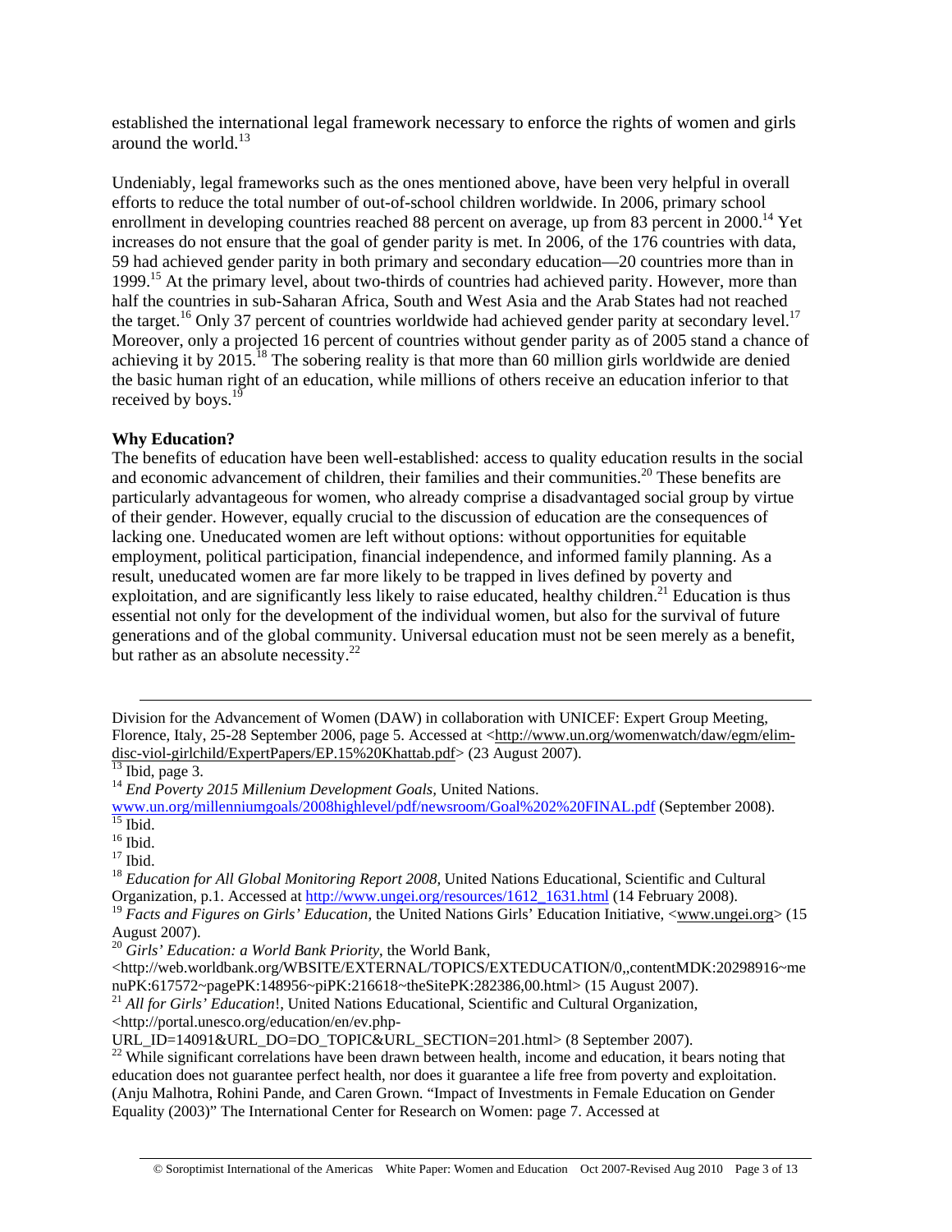established the international legal framework necessary to enforce the rights of women and girls around the world.[13]

Undeniably, legal frameworks such as the ones mentioned above, have been very helpful in overall efforts to reduce the total number of out-of-school children worldwide. In 2006, primary school enrollment in developing countries reached 88 percent on average, up from 83 percent in 2000.[14] Yet increases do not ensure that the goal of gender parity is met. In 2006, of the 176 countries with data, 59 had achieved gender parity in both primary and secondary education—20 countries more than in 1999.[15] At the primary level, about two-thirds of countries had achieved parity. However, more than half the countries in sub-Saharan Africa, South and West Asia and the Arab States had not reached the target.[16] Only 37 percent of countries worldwide had achieved gender parity at secondary level.[17] Moreover, only a projected 16 percent of countries without gender parity as of 2005 stand a chance of achieving it by 2015.[18] The sobering reality is that more than 60 million girls worldwide are denied the basic human right of an education, while millions of others receive an education inferior to that received by boys.[19]

**Why Education?**

The benefits of education have been well-established: access to quality education results in the social and economic advancement of children, their families and their communities.[20] These benefits are particularly advantageous for women, who already comprise a disadvantaged social group by virtue of their gender. However, equally crucial to the discussion of education are the consequences of lacking one. Uneducated women are left without options: without opportunities for equitable employment, political participation, financial independence, and informed family planning. As a result, uneducated women are far more likely to be trapped in lives defined by poverty and exploitation, and are significantly less likely to raise educated, healthy children.[21] Education is thus essential not only for the development of the individual women, but also for the survival of future generations and of the global community. Universal education must not be seen merely as a benefit, but rather as an absolute necessity.[22]

---

Division for the Advancement of Women (DAW) in collaboration with UNICEF: Expert Group Meeting, Florence, Italy, 25-28 September 2006, page 5. Accessed at <http://www.un.org/womenwatch/daw/egm/elim-disc-viol-girlchild/ExpertPapers/EP.15%20Khattab.pdf> (23 August 2007).

[13] Ibid, page 3.

[14] *End Poverty 2015 Millenium Development Goals*, United Nations. www.un.org/millenniumgoals/2008highlevel/pdf/newsroom/Goal%202%20FINAL.pdf (September 2008).

[15] Ibid.

[16] Ibid.

[17] Ibid.

[18] *Education for All Global Monitoring Report 2008*, United Nations Educational, Scientific and Cultural Organization, p.1. Accessed at http://www.ungei.org/resources/1612_1631.html (14 February 2008).

[19] *Facts and Figures on Girls' Education*, the United Nations Girls' Education Initiative, <www.ungei.org> (15 August 2007).

[20] *Girls' Education: a World Bank Priority*, the World Bank, <http://web.worldbank.org/WBSITE/EXTERNAL/TOPICS/EXTEDUCATION/0,,contentMDK:20298916~menuPK:617572~pagePK:148956~piPK:216618~theSitePK:282386,00.html> (15 August 2007).

[21] *All for Girls' Education*!, United Nations Educational, Scientific and Cultural Organization, <http://portal.unesco.org/education/en/ev.php-URL_ID=14091&URL_DO=DO_TOPIC&URL_SECTION=201.html> (8 September 2007).

[22] While significant correlations have been drawn between health, income and education, it bears noting that education does not guarantee perfect health, nor does it guarantee a life free from poverty and exploitation. (Anju Malhotra, Rohini Pande, and Caren Grown. "Impact of Investments in Female Education on Gender Equality (2003)" The International Center for Research on Women: page 7. Accessed at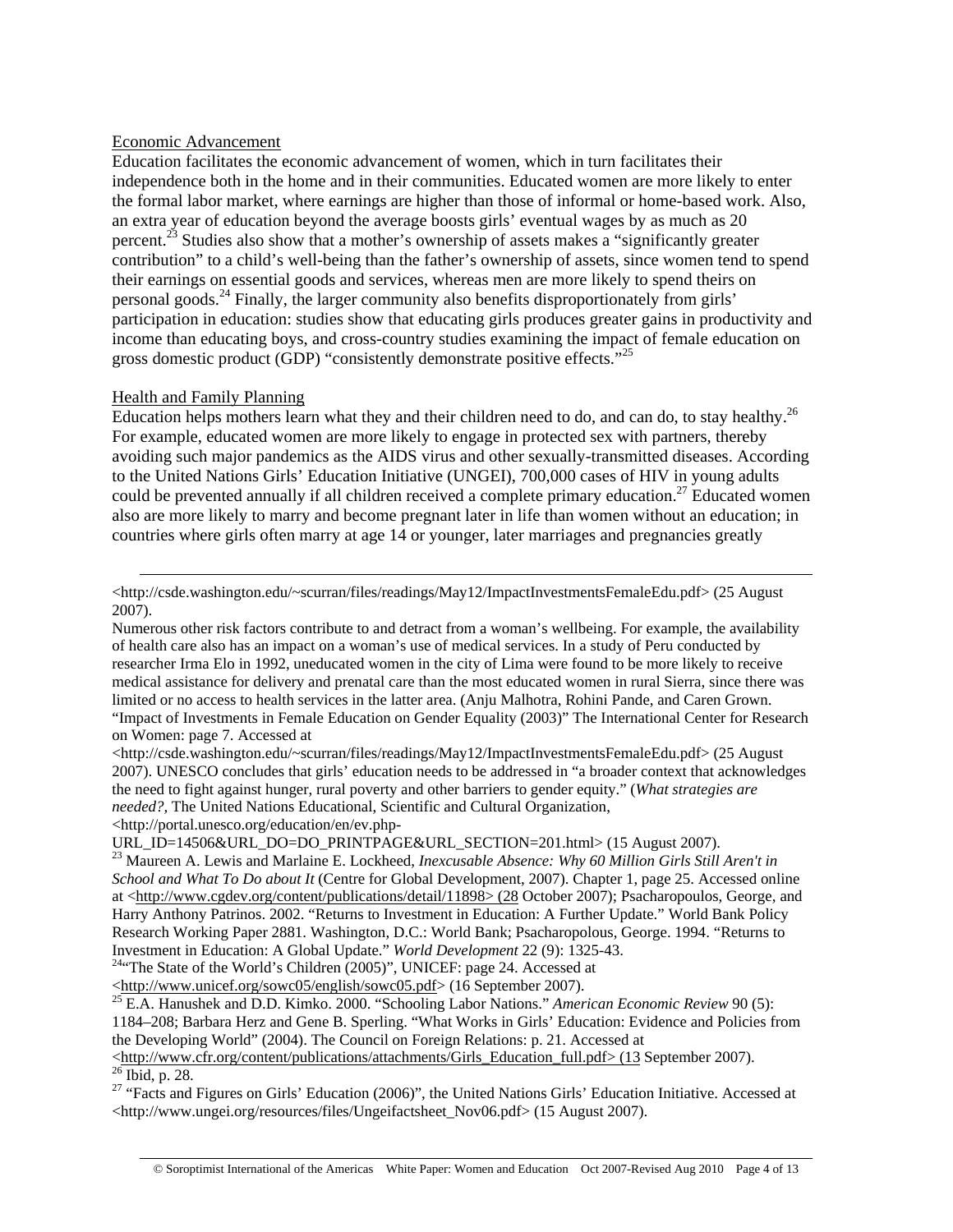## Economic Advancement

Education facilitates the economic advancement of women, which in turn facilitates their independence both in the home and in their communities. Educated women are more likely to enter the formal labor market, where earnings are higher than those of informal or home-based work. Also, an extra year of education beyond the average boosts girls' eventual wages by as much as 20 percent.[23] Studies also show that a mother's ownership of assets makes a "significantly greater contribution" to a child's well-being than the father's ownership of assets, since women tend to spend their earnings on essential goods and services, whereas men are more likely to spend theirs on personal goods.[24] Finally, the larger community also benefits disproportionately from girls' participation in education: studies show that educating girls produces greater gains in productivity and income than educating boys, and cross-country studies examining the impact of female education on gross domestic product (GDP) "consistently demonstrate positive effects."[25]

## Health and Family Planning

Education helps mothers learn what they and their children need to do, and can do, to stay healthy.[26] For example, educated women are more likely to engage in protected sex with partners, thereby avoiding such major pandemics as the AIDS virus and other sexually-transmitted diseases. According to the United Nations Girls' Education Initiative (UNGEI), 700,000 cases of HIV in young adults could be prevented annually if all children received a complete primary education.[27] Educated women also are more likely to marry and become pregnant later in life than women without an education; in countries where girls often marry at age 14 or younger, later marriages and pregnancies greatly

---

<http://csde.washington.edu/~scurran/files/readings/May12/ImpactInvestmentsFemaleEdu.pdf> (25 August 2007).

Numerous other risk factors contribute to and detract from a woman's wellbeing. For example, the availability of health care also has an impact on a woman's use of medical services. In a study of Peru conducted by researcher Irma Elo in 1992, uneducated women in the city of Lima were found to be more likely to receive medical assistance for delivery and prenatal care than the most educated women in rural Sierra, since there was limited or no access to health services in the latter area. (Anju Malhotra, Rohini Pande, and Caren Grown. "Impact of Investments in Female Education on Gender Equality (2003)" The International Center for Research on Women: page 7. Accessed at <http://csde.washington.edu/~scurran/files/readings/May12/ImpactInvestmentsFemaleEdu.pdf> (25 August 2007). UNESCO concludes that girls' education needs to be addressed in "a broader context that acknowledges the need to fight against hunger, rural poverty and other barriers to gender equity." (*What strategies are needed?*, The United Nations Educational, Scientific and Cultural Organization, <http://portal.unesco.org/education/en/ev.php-URL_ID=14506&URL_DO=DO_PRINTPAGE&URL_SECTION=201.html> (15 August 2007).

[23] Maureen A. Lewis and Marlaine E. Lockheed, *Inexcusable Absence: Why 60 Million Girls Still Aren't in School and What To Do about It* (Centre for Global Development, 2007). Chapter 1, page 25. Accessed online at <http://www.cgdev.org/content/publications/detail/11898> (28 October 2007); Psacharopoulos, George, and Harry Anthony Patrinos. 2002. "Returns to Investment in Education: A Further Update." World Bank Policy Research Working Paper 2881. Washington, D.C.: World Bank; Psacharopolous, George. 1994. "Returns to Investment in Education: A Global Update." *World Development* 22 (9): 1325-43.

[24] "The State of the World's Children (2005)", UNICEF: page 24. Accessed at <http://www.unicef.org/sowc05/english/sowc05.pdf> (16 September 2007).

[25] E.A. Hanushek and D.D. Kimko. 2000. "Schooling Labor Nations." *American Economic Review* 90 (5): 1184–208; Barbara Herz and Gene B. Sperling. "What Works in Girls' Education: Evidence and Policies from the Developing World" (2004). The Council on Foreign Relations: p. 21. Accessed at <http://www.cfr.org/content/publications/attachments/Girls_Education_full.pdf> (13 September 2007).

[26] Ibid, p. 28.

[27] "Facts and Figures on Girls' Education (2006)", the United Nations Girls' Education Initiative. Accessed at <http://www.ungei.org/resources/files/Ungeifactsheet_Nov06.pdf> (15 August 2007).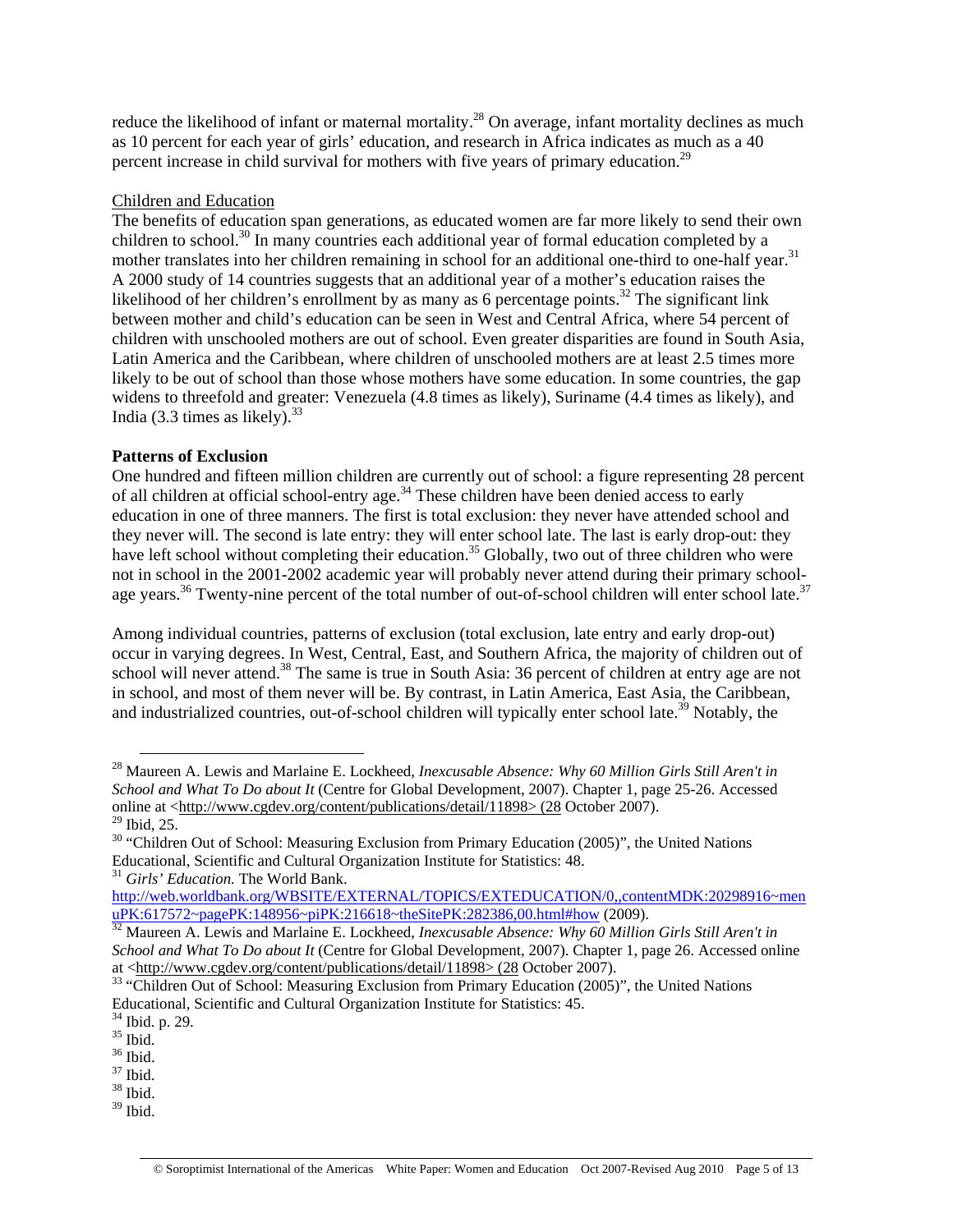reduce the likelihood of infant or maternal mortality.[28] On average, infant mortality declines as much as 10 percent for each year of girls' education, and research in Africa indicates as much as a 40 percent increase in child survival for mothers with five years of primary education.[29]

Children and Education

The benefits of education span generations, as educated women are far more likely to send their own children to school.[30] In many countries each additional year of formal education completed by a mother translates into her children remaining in school for an additional one-third to one-half year.[31] A 2000 study of 14 countries suggests that an additional year of a mother's education raises the likelihood of her children's enrollment by as many as 6 percentage points.[32] The significant link between mother and child's education can be seen in West and Central Africa, where 54 percent of children with unschooled mothers are out of school. Even greater disparities are found in South Asia, Latin America and the Caribbean, where children of unschooled mothers are at least 2.5 times more likely to be out of school than those whose mothers have some education. In some countries, the gap widens to threefold and greater: Venezuela (4.8 times as likely), Suriname (4.4 times as likely), and India (3.3 times as likely).[33]

**Patterns of Exclusion**

One hundred and fifteen million children are currently out of school: a figure representing 28 percent of all children at official school-entry age.[34] These children have been denied access to early education in one of three manners. The first is total exclusion: they never have attended school and they never will. The second is late entry: they will enter school late. The last is early drop-out: they have left school without completing their education.[35] Globally, two out of three children who were not in school in the 2001-2002 academic year will probably never attend during their primary school-age years.[36] Twenty-nine percent of the total number of out-of-school children will enter school late.[37]

Among individual countries, patterns of exclusion (total exclusion, late entry and early drop-out) occur in varying degrees. In West, Central, East, and Southern Africa, the majority of children out of school will never attend.[38] The same is true in South Asia: 36 percent of children at entry age are not in school, and most of them never will be. By contrast, in Latin America, East Asia, the Caribbean, and industrialized countries, out-of-school children will typically enter school late.[39] Notably, the

---

[28] Maureen A. Lewis and Marlaine E. Lockheed, *Inexcusable Absence: Why 60 Million Girls Still Aren't in School and What To Do about It* (Centre for Global Development, 2007). Chapter 1, page 25-26. Accessed online at <http://www.cgdev.org/content/publications/detail/11898> (28 October 2007).

[29] Ibid, 25.

[30] "Children Out of School: Measuring Exclusion from Primary Education (2005)", the United Nations Educational, Scientific and Cultural Organization Institute for Statistics: 48.

[31] *Girls' Education.* The World Bank. http://web.worldbank.org/WBSITE/EXTERNAL/TOPICS/EXTEDUCATION/0,,contentMDK:20298916~menuPK:617572~pagePK:148956~piPK:216618~theSitePK:282386,00.html#how (2009).

[32] Maureen A. Lewis and Marlaine E. Lockheed, *Inexcusable Absence: Why 60 Million Girls Still Aren't in School and What To Do about It* (Centre for Global Development, 2007). Chapter 1, page 26. Accessed online at <http://www.cgdev.org/content/publications/detail/11898> (28 October 2007).

[33] "Children Out of School: Measuring Exclusion from Primary Education (2005)", the United Nations Educational, Scientific and Cultural Organization Institute for Statistics: 45.

[34] Ibid. p. 29.

[35] Ibid.

[36] Ibid.

[37] Ibid.

[38] Ibid.

[39] Ibid.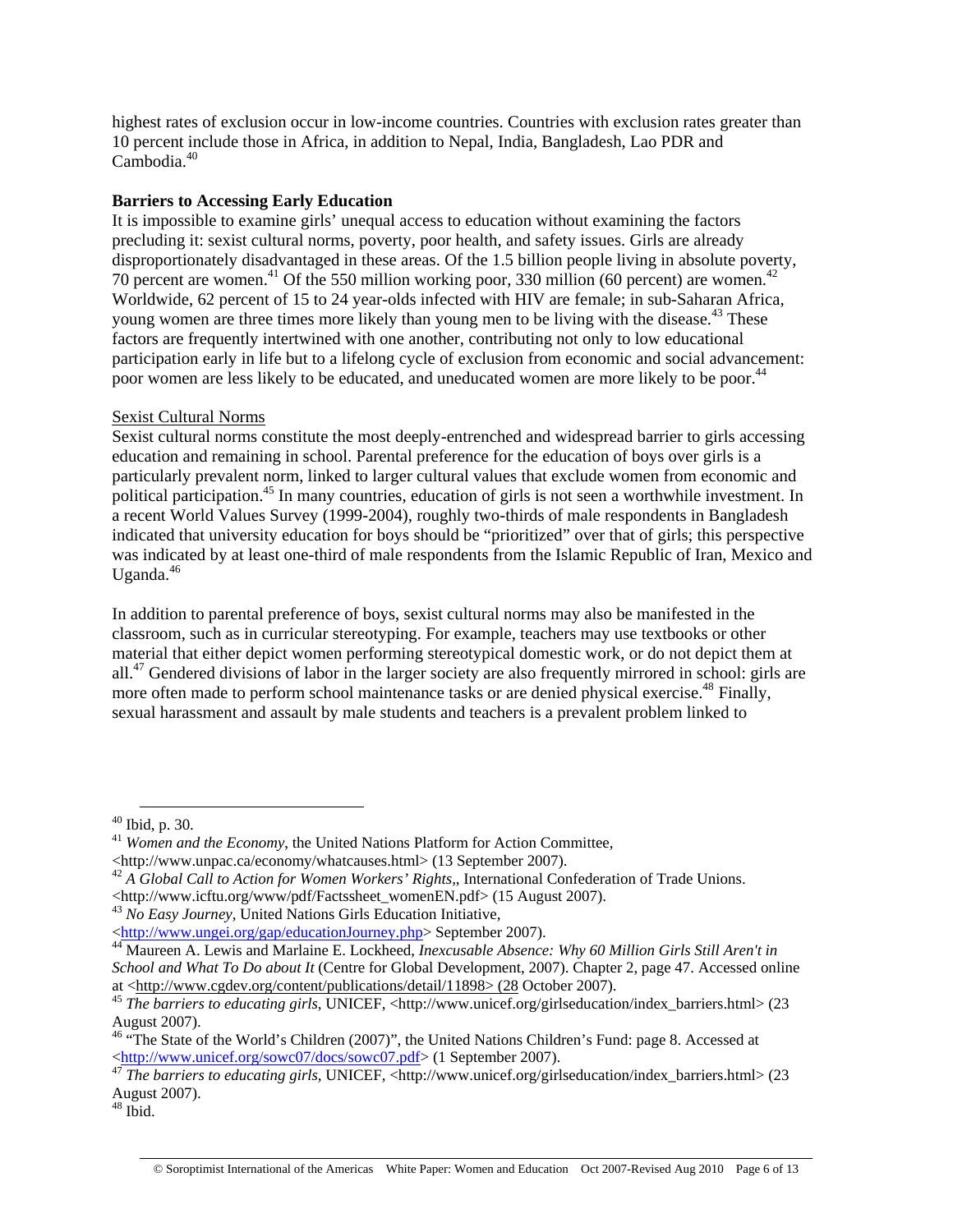highest rates of exclusion occur in low-income countries. Countries with exclusion rates greater than 10 percent include those in Africa, in addition to Nepal, India, Bangladesh, Lao PDR and Cambodia.[40]

**Barriers to Accessing Early Education**

It is impossible to examine girls' unequal access to education without examining the factors precluding it: sexist cultural norms, poverty, poor health, and safety issues. Girls are already disproportionately disadvantaged in these areas. Of the 1.5 billion people living in absolute poverty, 70 percent are women.[41] Of the 550 million working poor, 330 million (60 percent) are women.[42] Worldwide, 62 percent of 15 to 24 year-olds infected with HIV are female; in sub-Saharan Africa, young women are three times more likely than young men to be living with the disease.[43] These factors are frequently intertwined with one another, contributing not only to low educational participation early in life but to a lifelong cycle of exclusion from economic and social advancement: poor women are less likely to be educated, and uneducated women are more likely to be poor.[44]

Sexist Cultural Norms

Sexist cultural norms constitute the most deeply-entrenched and widespread barrier to girls accessing education and remaining in school. Parental preference for the education of boys over girls is a particularly prevalent norm, linked to larger cultural values that exclude women from economic and political participation.[45] In many countries, education of girls is not seen a worthwhile investment. In a recent World Values Survey (1999-2004), roughly two-thirds of male respondents in Bangladesh indicated that university education for boys should be "prioritized" over that of girls; this perspective was indicated by at least one-third of male respondents from the Islamic Republic of Iran, Mexico and Uganda.[46]

In addition to parental preference of boys, sexist cultural norms may also be manifested in the classroom, such as in curricular stereotyping. For example, teachers may use textbooks or other material that either depict women performing stereotypical domestic work, or do not depict them at all.[47] Gendered divisions of labor in the larger society are also frequently mirrored in school: girls are more often made to perform school maintenance tasks or are denied physical exercise.[48] Finally, sexual harassment and assault by male students and teachers is a prevalent problem linked to

---

[40] Ibid, p. 30.

[41] *Women and the Economy*, the United Nations Platform for Action Committee, <http://www.unpac.ca/economy/whatcauses.html> (13 September 2007).

[42] *A Global Call to Action for Women Workers' Rights*,, International Confederation of Trade Unions. <http://www.icftu.org/www/pdf/Factssheet_womenEN.pdf> (15 August 2007).

[43] *No Easy Journey*, United Nations Girls Education Initiative, <http://www.ungei.org/gap/educationJourney.php> September 2007).

[44] Maureen A. Lewis and Marlaine E. Lockheed, *Inexcusable Absence: Why 60 Million Girls Still Aren't in School and What To Do about It* (Centre for Global Development, 2007). Chapter 2, page 47. Accessed online at <http://www.cgdev.org/content/publications/detail/11898> (28 October 2007).

[45] *The barriers to educating girls*, UNICEF, <http://www.unicef.org/girlseducation/index_barriers.html> (23 August 2007).

[46] "The State of the World's Children (2007)", the United Nations Children's Fund: page 8. Accessed at <http://www.unicef.org/sowc07/docs/sowc07.pdf> (1 September 2007).

[47] *The barriers to educating girls*, UNICEF, <http://www.unicef.org/girlseducation/index_barriers.html> (23 August 2007).

[48] Ibid.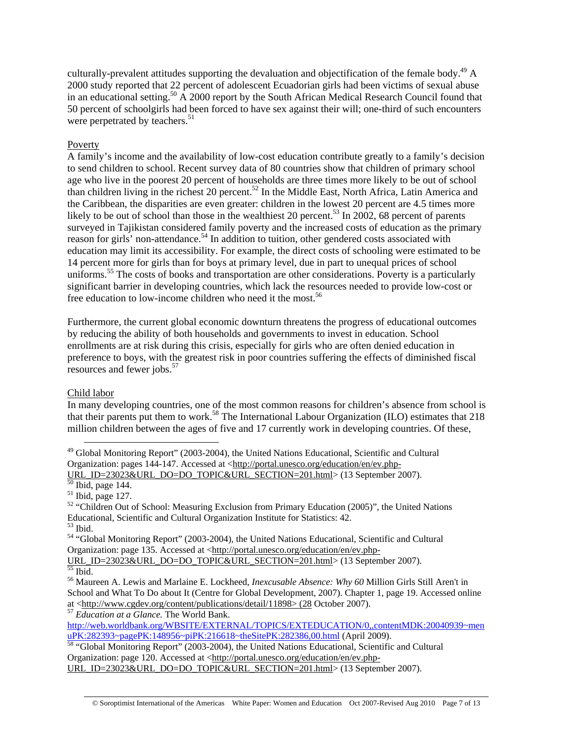culturally-prevalent attitudes supporting the devaluation and objectification of the female body.[49] A 2000 study reported that 22 percent of adolescent Ecuadorian girls had been victims of sexual abuse in an educational setting.[50] A 2000 report by the South African Medical Research Council found that 50 percent of schoolgirls had been forced to have sex against their will; one-third of such encounters were perpetrated by teachers.[51]

Poverty

A family's income and the availability of low-cost education contribute greatly to a family's decision to send children to school. Recent survey data of 80 countries show that children of primary school age who live in the poorest 20 percent of households are three times more likely to be out of school than children living in the richest 20 percent.[52] In the Middle East, North Africa, Latin America and the Caribbean, the disparities are even greater: children in the lowest 20 percent are 4.5 times more likely to be out of school than those in the wealthiest 20 percent.[53] In 2002, 68 percent of parents surveyed in Tajikistan considered family poverty and the increased costs of education as the primary reason for girls' non-attendance.[54] In addition to tuition, other gendered costs associated with education may limit its accessibility. For example, the direct costs of schooling were estimated to be 14 percent more for girls than for boys at primary level, due in part to unequal prices of school uniforms.[55] The costs of books and transportation are other considerations. Poverty is a particularly significant barrier in developing countries, which lack the resources needed to provide low-cost or free education to low-income children who need it the most.[56]

Furthermore, the current global economic downturn threatens the progress of educational outcomes by reducing the ability of both households and governments to invest in education. School enrollments are at risk during this crisis, especially for girls who are often denied education in preference to boys, with the greatest risk in poor countries suffering the effects of diminished fiscal resources and fewer jobs.[57]

Child labor

In many developing countries, one of the most common reasons for children's absence from school is that their parents put them to work.[58] The International Labour Organization (ILO) estimates that 218 million children between the ages of five and 17 currently work in developing countries. Of these,

---

[49] Global Monitoring Report" (2003-2004), the United Nations Educational, Scientific and Cultural Organization: pages 144-147. Accessed at <http://portal.unesco.org/education/en/ev.php-URL_ID=23023&URL_DO=DO_TOPIC&URL_SECTION=201.html> (13 September 2007).

[50] Ibid, page 144.

[51] Ibid, page 127.

[52] "Children Out of School: Measuring Exclusion from Primary Education (2005)", the United Nations Educational, Scientific and Cultural Organization Institute for Statistics: 42.

[53] Ibid.

[54] "Global Monitoring Report" (2003-2004), the United Nations Educational, Scientific and Cultural Organization: page 135. Accessed at <http://portal.unesco.org/education/en/ev.php-URL_ID=23023&URL_DO=DO_TOPIC&URL_SECTION=201.html> (13 September 2007).

[55] Ibid.

[56] Maureen A. Lewis and Marlaine E. Lockheed, *Inexcusable Absence: Why 60* Million Girls Still Aren't in School and What To Do about It (Centre for Global Development, 2007). Chapter 1, page 19. Accessed online at <http://www.cgdev.org/content/publications/detail/11898> (28 October 2007).

[57] *Education at a Glance.* The World Bank. http://web.worldbank.org/WBSITE/EXTERNAL/TOPICS/EXTEDUCATION/0,,contentMDK:20040939~menuPK:282393~pagePK:148956~piPK:216618~theSitePK:282386,00.html (April 2009).

[58] "Global Monitoring Report" (2003-2004), the United Nations Educational, Scientific and Cultural Organization: page 120. Accessed at <http://portal.unesco.org/education/en/ev.php-URL_ID=23023&URL_DO=DO_TOPIC&URL_SECTION=201.html> (13 September 2007).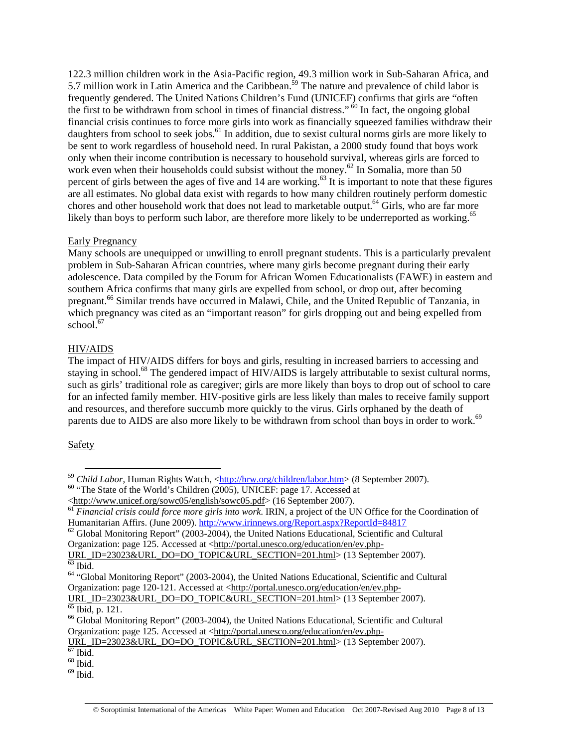122.3 million children work in the Asia-Pacific region, 49.3 million work in Sub-Saharan Africa, and 5.7 million work in Latin America and the Caribbean.[59] The nature and prevalence of child labor is frequently gendered. The United Nations Children's Fund (UNICEF) confirms that girls are "often the first to be withdrawn from school in times of financial distress."[60] In fact, the ongoing global financial crisis continues to force more girls into work as financially squeezed families withdraw their daughters from school to seek jobs.[61] In addition, due to sexist cultural norms girls are more likely to be sent to work regardless of household need. In rural Pakistan, a 2000 study found that boys work only when their income contribution is necessary to household survival, whereas girls are forced to work even when their households could subsist without the money.[62] In Somalia, more than 50 percent of girls between the ages of five and 14 are working.[63] It is important to note that these figures are all estimates. No global data exist with regards to how many children routinely perform domestic chores and other household work that does not lead to marketable output.[64] Girls, who are far more likely than boys to perform such labor, are therefore more likely to be underreported as working.[65]

Early Pregnancy

Many schools are unequipped or unwilling to enroll pregnant students. This is a particularly prevalent problem in Sub-Saharan African countries, where many girls become pregnant during their early adolescence. Data compiled by the Forum for African Women Educationalists (FAWE) in eastern and southern Africa confirms that many girls are expelled from school, or drop out, after becoming pregnant.[66] Similar trends have occurred in Malawi, Chile, and the United Republic of Tanzania, in which pregnancy was cited as an "important reason" for girls dropping out and being expelled from school.[67]

HIV/AIDS

The impact of HIV/AIDS differs for boys and girls, resulting in increased barriers to accessing and staying in school.[68] The gendered impact of HIV/AIDS is largely attributable to sexist cultural norms, such as girls' traditional role as caregiver; girls are more likely than boys to drop out of school to care for an infected family member. HIV-positive girls are less likely than males to receive family support and resources, and therefore succumb more quickly to the virus. Girls orphaned by the death of parents due to AIDS are also more likely to be withdrawn from school than boys in order to work.[69]

Safety

---

[59] *Child Labor*, Human Rights Watch, <http://hrw.org/children/labor.htm> (8 September 2007).

[60] "The State of the World's Children (2005), UNICEF: page 17. Accessed at <http://www.unicef.org/sowc05/english/sowc05.pdf> (16 September 2007).

[61] *Financial crisis could force more girls into work.* IRIN, a project of the UN Office for the Coordination of Humanitarian Affirs. (June 2009). http://www.irinnews.org/Report.aspx?ReportId=84817

[62] Global Monitoring Report" (2003-2004), the United Nations Educational, Scientific and Cultural Organization: page 125. Accessed at <http://portal.unesco.org/education/en/ev.php-URL_ID=23023&URL_DO=DO_TOPIC&URL_SECTION=201.html> (13 September 2007).

[63] Ibid.

[64] "Global Monitoring Report" (2003-2004), the United Nations Educational, Scientific and Cultural Organization: page 120-121. Accessed at <http://portal.unesco.org/education/en/ev.php-URL_ID=23023&URL_DO=DO_TOPIC&URL_SECTION=201.html> (13 September 2007).

[65] Ibid, p. 121.

[66] Global Monitoring Report" (2003-2004), the United Nations Educational, Scientific and Cultural Organization: page 125. Accessed at <http://portal.unesco.org/education/en/ev.php-URL_ID=23023&URL_DO=DO_TOPIC&URL_SECTION=201.html> (13 September 2007).

[67] Ibid.

[68] Ibid.

[69] Ibid.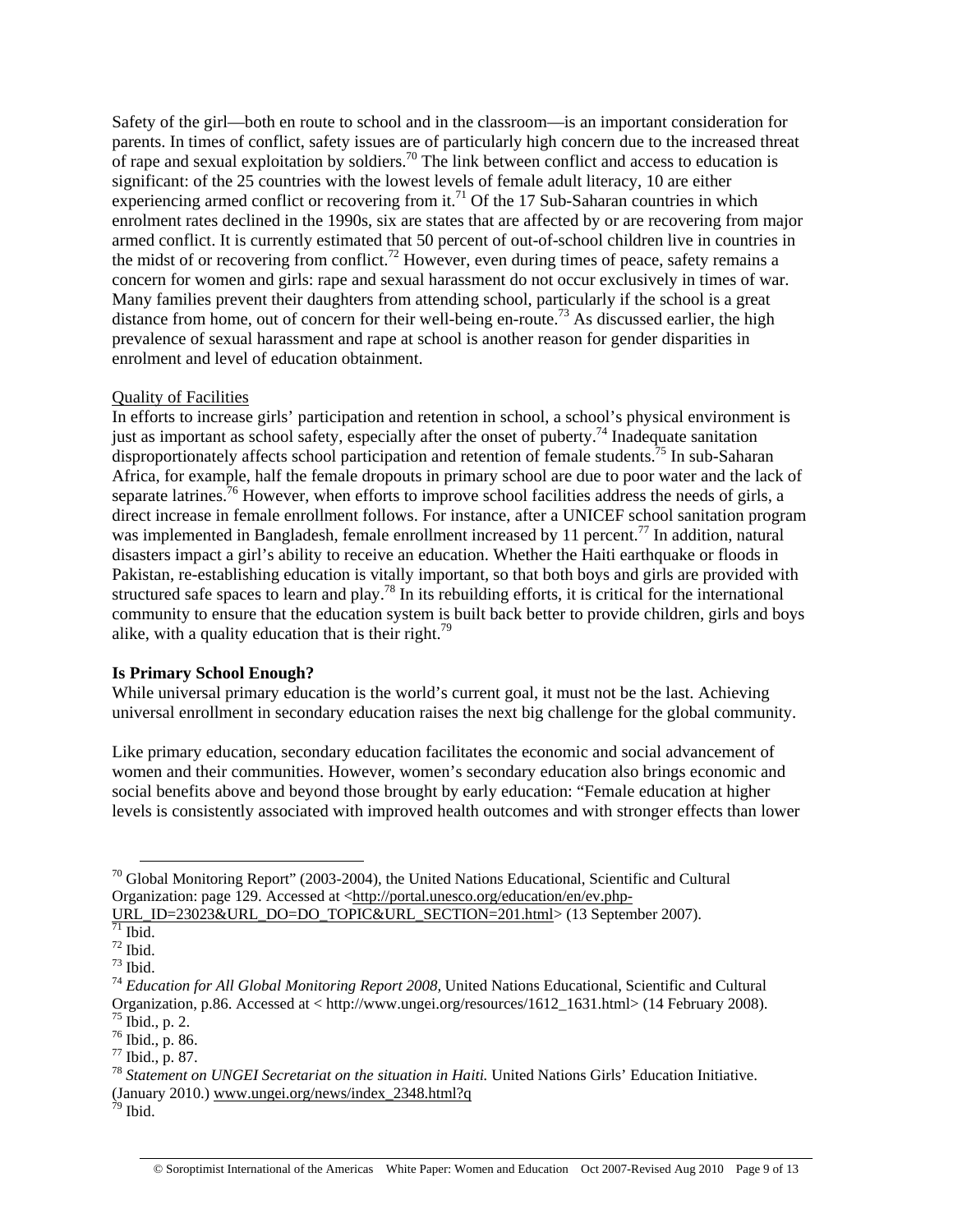Safety of the girl—both en route to school and in the classroom—is an important consideration for parents. In times of conflict, safety issues are of particularly high concern due to the increased threat of rape and sexual exploitation by soldiers.[70] The link between conflict and access to education is significant: of the 25 countries with the lowest levels of female adult literacy, 10 are either experiencing armed conflict or recovering from it.[71] Of the 17 Sub-Saharan countries in which enrolment rates declined in the 1990s, six are states that are affected by or are recovering from major armed conflict. It is currently estimated that 50 percent of out-of-school children live in countries in the midst of or recovering from conflict.[72] However, even during times of peace, safety remains a concern for women and girls: rape and sexual harassment do not occur exclusively in times of war. Many families prevent their daughters from attending school, particularly if the school is a great distance from home, out of concern for their well-being en-route.[73] As discussed earlier, the high prevalence of sexual harassment and rape at school is another reason for gender disparities in enrolment and level of education obtainment.

Quality of Facilities

In efforts to increase girls' participation and retention in school, a school's physical environment is just as important as school safety, especially after the onset of puberty.[74] Inadequate sanitation disproportionately affects school participation and retention of female students.[75] In sub-Saharan Africa, for example, half the female dropouts in primary school are due to poor water and the lack of separate latrines.[76] However, when efforts to improve school facilities address the needs of girls, a direct increase in female enrollment follows. For instance, after a UNICEF school sanitation program was implemented in Bangladesh, female enrollment increased by 11 percent.[77] In addition, natural disasters impact a girl's ability to receive an education. Whether the Haiti earthquake or floods in Pakistan, re-establishing education is vitally important, so that both boys and girls are provided with structured safe spaces to learn and play.[78] In its rebuilding efforts, it is critical for the international community to ensure that the education system is built back better to provide children, girls and boys alike, with a quality education that is their right.[79]

**Is Primary School Enough?**

While universal primary education is the world's current goal, it must not be the last. Achieving universal enrollment in secondary education raises the next big challenge for the global community.

Like primary education, secondary education facilitates the economic and social advancement of women and their communities. However, women's secondary education also brings economic and social benefits above and beyond those brought by early education: "Female education at higher levels is consistently associated with improved health outcomes and with stronger effects than lower

---

[70] Global Monitoring Report" (2003-2004), the United Nations Educational, Scientific and Cultural Organization: page 129. Accessed at <http://portal.unesco.org/education/en/ev.php-URL_ID=23023&URL_DO=DO_TOPIC&URL_SECTION=201.html> (13 September 2007).

[71] Ibid.

[72] Ibid.

[73] Ibid.

[74] *Education for All Global Monitoring Report 2008,* United Nations Educational, Scientific and Cultural Organization, p.86. Accessed at < http://www.ungei.org/resources/1612_1631.html> (14 February 2008).

[75] Ibid., p. 2.

[76] Ibid., p. 86.

[77] Ibid., p. 87.

[78] *Statement on UNGEI Secretariat on the situation in Haiti.* United Nations Girls' Education Initiative. (January 2010.) www.ungei.org/news/index_2348.html?q

[79] Ibid.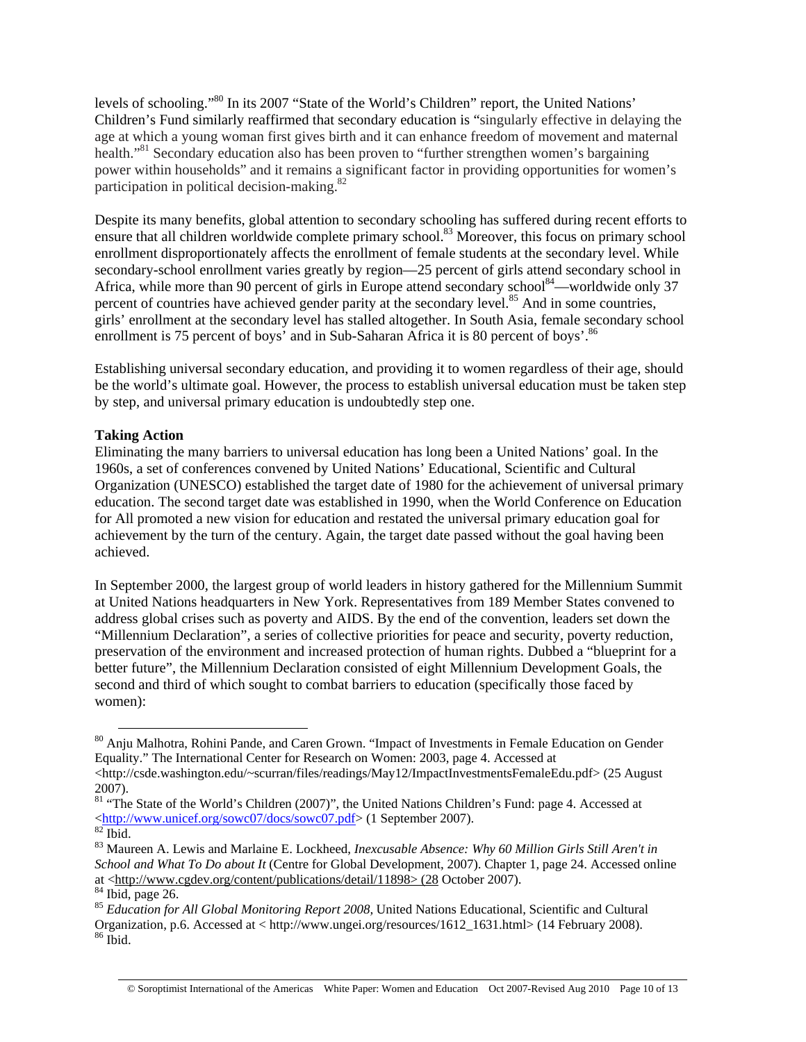levels of schooling."[80] In its 2007 "State of the World's Children" report, the United Nations' Children's Fund similarly reaffirmed that secondary education is "singularly effective in delaying the age at which a young woman first gives birth and it can enhance freedom of movement and maternal health."[81] Secondary education also has been proven to "further strengthen women's bargaining power within households" and it remains a significant factor in providing opportunities for women's participation in political decision-making.[82]

Despite its many benefits, global attention to secondary schooling has suffered during recent efforts to ensure that all children worldwide complete primary school.[83] Moreover, this focus on primary school enrollment disproportionately affects the enrollment of female students at the secondary level. While secondary-school enrollment varies greatly by region—25 percent of girls attend secondary school in Africa, while more than 90 percent of girls in Europe attend secondary school[84]—worldwide only 37 percent of countries have achieved gender parity at the secondary level.[85] And in some countries, girls' enrollment at the secondary level has stalled altogether. In South Asia, female secondary school enrollment is 75 percent of boys' and in Sub-Saharan Africa it is 80 percent of boys'.[86]

Establishing universal secondary education, and providing it to women regardless of their age, should be the world's ultimate goal. However, the process to establish universal education must be taken step by step, and universal primary education is undoubtedly step one.

**Taking Action**

Eliminating the many barriers to universal education has long been a United Nations' goal. In the 1960s, a set of conferences convened by United Nations' Educational, Scientific and Cultural Organization (UNESCO) established the target date of 1980 for the achievement of universal primary education. The second target date was established in 1990, when the World Conference on Education for All promoted a new vision for education and restated the universal primary education goal for achievement by the turn of the century. Again, the target date passed without the goal having been achieved.

In September 2000, the largest group of world leaders in history gathered for the Millennium Summit at United Nations headquarters in New York. Representatives from 189 Member States convened to address global crises such as poverty and AIDS. By the end of the convention, leaders set down the "Millennium Declaration", a series of collective priorities for peace and security, poverty reduction, preservation of the environment and increased protection of human rights. Dubbed a "blueprint for a better future", the Millennium Declaration consisted of eight Millennium Development Goals, the second and third of which sought to combat barriers to education (specifically those faced by women):

---

[80] Anju Malhotra, Rohini Pande, and Caren Grown. "Impact of Investments in Female Education on Gender Equality." The International Center for Research on Women: 2003, page 4. Accessed at <http://csde.washington.edu/~scurran/files/readings/May12/ImpactInvestmentsFemaleEdu.pdf> (25 August 2007).

[81] "The State of the World's Children (2007)", the United Nations Children's Fund: page 4. Accessed at <http://www.unicef.org/sowc07/docs/sowc07.pdf> (1 September 2007).

[82] Ibid.

[83] Maureen A. Lewis and Marlaine E. Lockheed, *Inexcusable Absence: Why 60 Million Girls Still Aren't in School and What To Do about It* (Centre for Global Development, 2007). Chapter 1, page 24. Accessed online at <http://www.cgdev.org/content/publications/detail/11898> (28 October 2007).

[84] Ibid, page 26.

[85] *Education for All Global Monitoring Report 2008*, United Nations Educational, Scientific and Cultural Organization, p.6. Accessed at < http://www.ungei.org/resources/1612_1631.html> (14 February 2008).

[86] Ibid.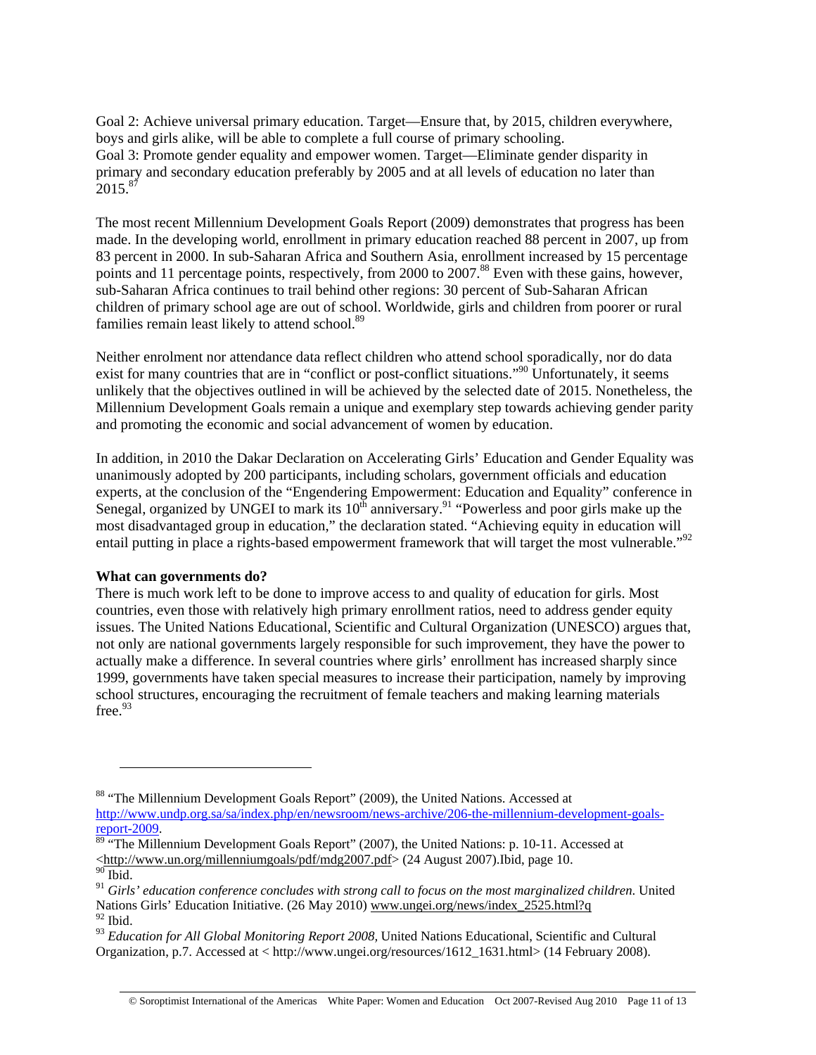Goal 2: Achieve universal primary education. Target—Ensure that, by 2015, children everywhere, boys and girls alike, will be able to complete a full course of primary schooling.
Goal 3: Promote gender equality and empower women. Target—Eliminate gender disparity in primary and secondary education preferably by 2005 and at all levels of education no later than 2015.[87]

The most recent Millennium Development Goals Report (2009) demonstrates that progress has been made. In the developing world, enrollment in primary education reached 88 percent in 2007, up from 83 percent in 2000. In sub-Saharan Africa and Southern Asia, enrollment increased by 15 percentage points and 11 percentage points, respectively, from 2000 to 2007.[88] Even with these gains, however, sub-Saharan Africa continues to trail behind other regions: 30 percent of Sub-Saharan African children of primary school age are out of school. Worldwide, girls and children from poorer or rural families remain least likely to attend school.[89]

Neither enrolment nor attendance data reflect children who attend school sporadically, nor do data exist for many countries that are in "conflict or post-conflict situations."[90] Unfortunately, it seems unlikely that the objectives outlined in will be achieved by the selected date of 2015. Nonetheless, the Millennium Development Goals remain a unique and exemplary step towards achieving gender parity and promoting the economic and social advancement of women by education.

In addition, in 2010 the Dakar Declaration on Accelerating Girls' Education and Gender Equality was unanimously adopted by 200 participants, including scholars, government officials and education experts, at the conclusion of the "Engendering Empowerment: Education and Equality" conference in Senegal, organized by UNGEI to mark its 10th anniversary.[91] "Powerless and poor girls make up the most disadvantaged group in education," the declaration stated. "Achieving equity in education will entail putting in place a rights-based empowerment framework that will target the most vulnerable."[92]

**What can governments do?**
There is much work left to be done to improve access to and quality of education for girls. Most countries, even those with relatively high primary enrollment ratios, need to address gender equity issues. The United Nations Educational, Scientific and Cultural Organization (UNESCO) argues that, not only are national governments largely responsible for such improvement, they have the power to actually make a difference. In several countries where girls' enrollment has increased sharply since 1999, governments have taken special measures to increase their participation, namely by improving school structures, encouraging the recruitment of female teachers and making learning materials free.[93]

---

[88] "The Millennium Development Goals Report" (2009), the United Nations. Accessed at http://www.undp.org.sa/sa/index.php/en/newsroom/news-archive/206-the-millennium-development-goals-report-2009.
[89] "The Millennium Development Goals Report" (2007), the United Nations: p. 10-11. Accessed at <http://www.un.org/millenniumgoals/pdf/mdg2007.pdf> (24 August 2007).Ibid, page 10.
[90] Ibid.
[91] *Girls' education conference concludes with strong call to focus on the most marginalized children.* United Nations Girls' Education Initiative. (26 May 2010) www.ungei.org/news/index_2525.html?q
[92] Ibid.
[93] *Education for All Global Monitoring Report 2008*, United Nations Educational, Scientific and Cultural Organization, p.7. Accessed at < http://www.ungei.org/resources/1612_1631.html> (14 February 2008).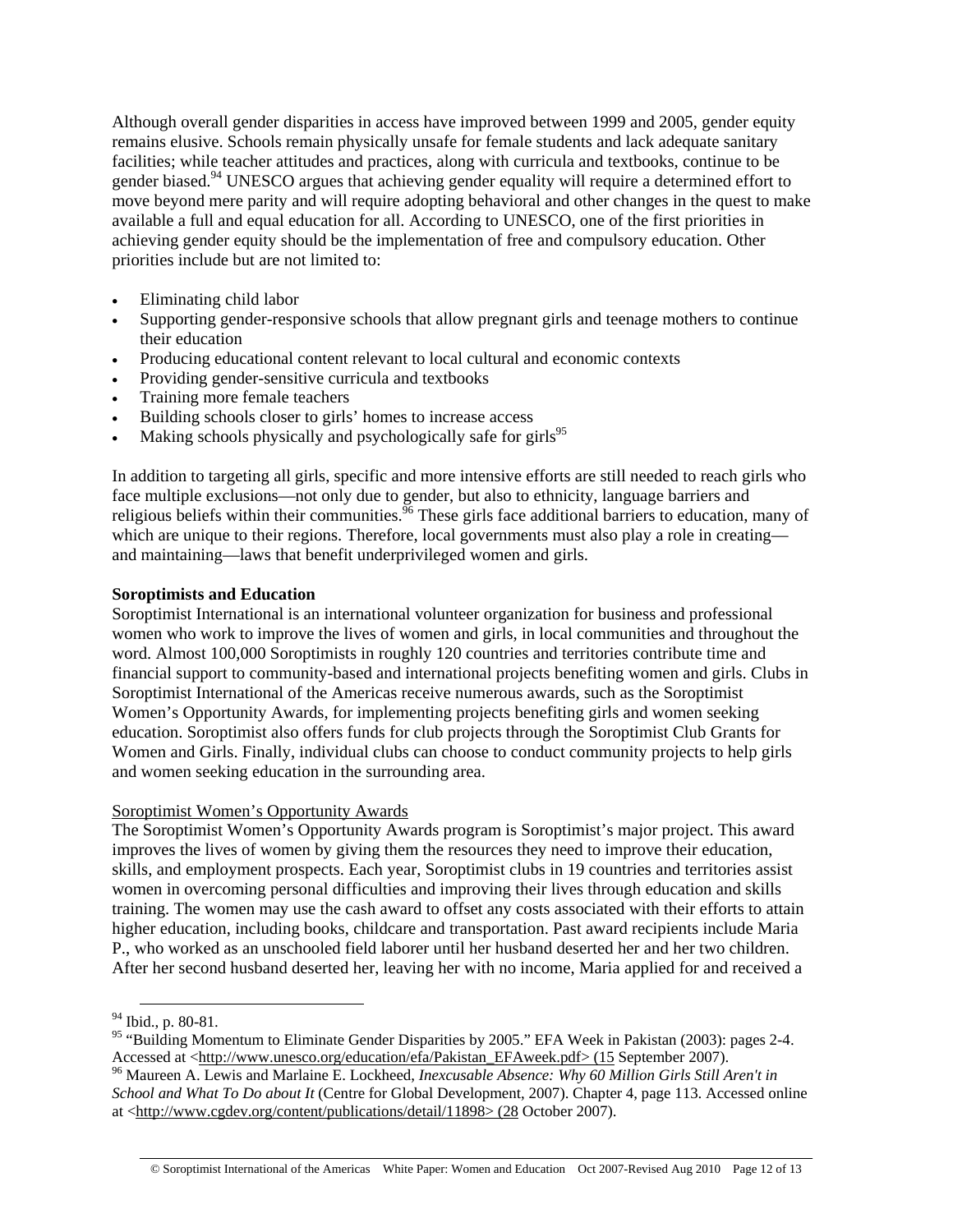Although overall gender disparities in access have improved between 1999 and 2005, gender equity remains elusive. Schools remain physically unsafe for female students and lack adequate sanitary facilities; while teacher attitudes and practices, along with curricula and textbooks, continue to be gender biased.[94] UNESCO argues that achieving gender equality will require a determined effort to move beyond mere parity and will require adopting behavioral and other changes in the quest to make available a full and equal education for all. According to UNESCO, one of the first priorities in achieving gender equity should be the implementation of free and compulsory education. Other priorities include but are not limited to:

- Eliminating child labor
- Supporting gender-responsive schools that allow pregnant girls and teenage mothers to continue their education
- Producing educational content relevant to local cultural and economic contexts
- Providing gender-sensitive curricula and textbooks
- Training more female teachers
- Building schools closer to girls' homes to increase access
- Making schools physically and psychologically safe for girls[95]

In addition to targeting all girls, specific and more intensive efforts are still needed to reach girls who face multiple exclusions—not only due to gender, but also to ethnicity, language barriers and religious beliefs within their communities.[96] These girls face additional barriers to education, many of which are unique to their regions. Therefore, local governments must also play a role in creating—and maintaining—laws that benefit underprivileged women and girls.

**Soroptimists and Education**

Soroptimist International is an international volunteer organization for business and professional women who work to improve the lives of women and girls, in local communities and throughout the word. Almost 100,000 Soroptimists in roughly 120 countries and territories contribute time and financial support to community-based and international projects benefiting women and girls. Clubs in Soroptimist International of the Americas receive numerous awards, such as the Soroptimist Women's Opportunity Awards, for implementing projects benefiting girls and women seeking education. Soroptimist also offers funds for club projects through the Soroptimist Club Grants for Women and Girls. Finally, individual clubs can choose to conduct community projects to help girls and women seeking education in the surrounding area.

Soroptimist Women's Opportunity Awards

The Soroptimist Women's Opportunity Awards program is Soroptimist's major project. This award improves the lives of women by giving them the resources they need to improve their education, skills, and employment prospects. Each year, Soroptimist clubs in 19 countries and territories assist women in overcoming personal difficulties and improving their lives through education and skills training. The women may use the cash award to offset any costs associated with their efforts to attain higher education, including books, childcare and transportation. Past award recipients include Maria P., who worked as an unschooled field laborer until her husband deserted her and her two children. After her second husband deserted her, leaving her with no income, Maria applied for and received a

---

[94] Ibid., p. 80-81.

[95] "Building Momentum to Eliminate Gender Disparities by 2005." EFA Week in Pakistan (2003): pages 2-4. Accessed at <http://www.unesco.org/education/efa/Pakistan_EFAweek.pdf> (15 September 2007).

[96] Maureen A. Lewis and Marlaine E. Lockheed, *Inexcusable Absence: Why 60 Million Girls Still Aren't in School and What To Do about It* (Centre for Global Development, 2007). Chapter 4, page 113. Accessed online at <http://www.cgdev.org/content/publications/detail/11898> (28 October 2007).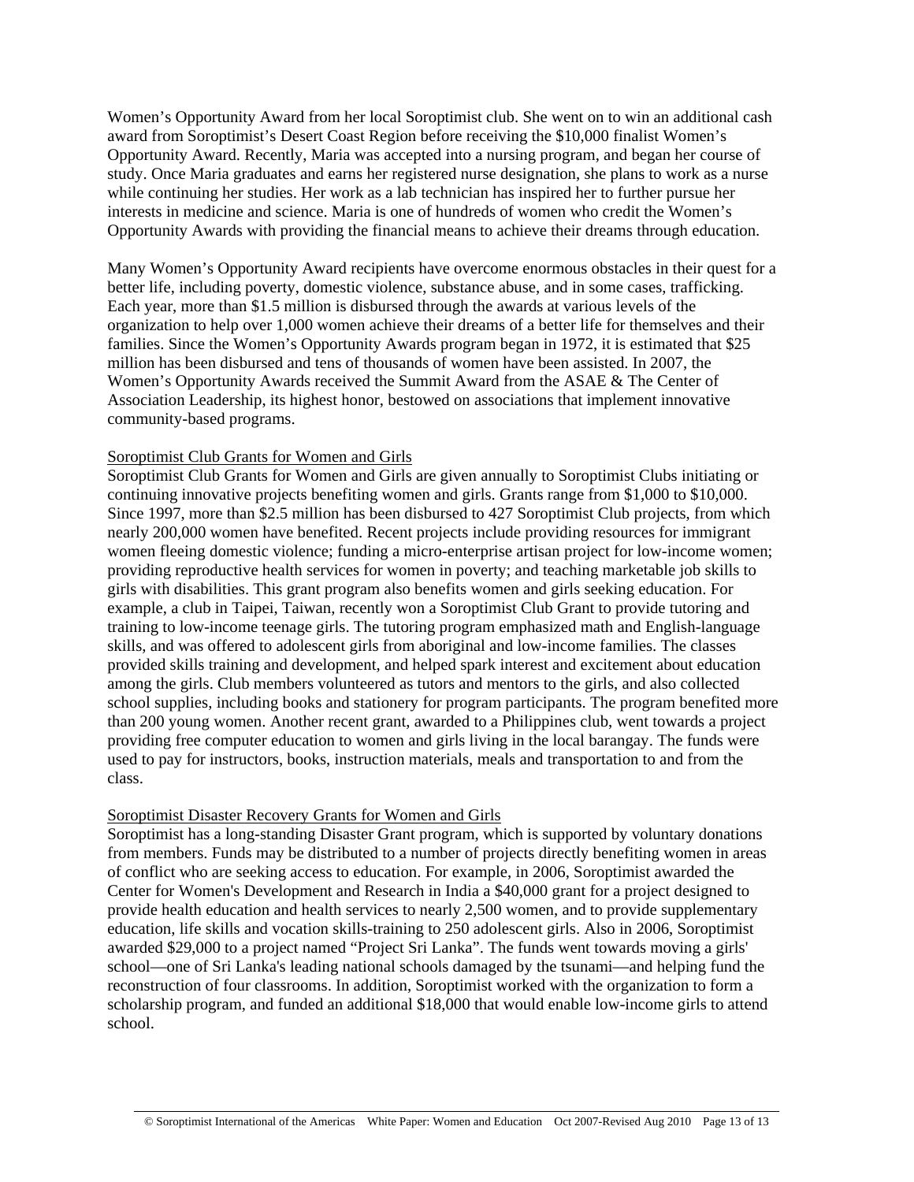Women's Opportunity Award from her local Soroptimist club. She went on to win an additional cash award from Soroptimist's Desert Coast Region before receiving the $10,000 finalist Women's Opportunity Award. Recently, Maria was accepted into a nursing program, and began her course of study. Once Maria graduates and earns her registered nurse designation, she plans to work as a nurse while continuing her studies. Her work as a lab technician has inspired her to further pursue her interests in medicine and science. Maria is one of hundreds of women who credit the Women's Opportunity Awards with providing the financial means to achieve their dreams through education.

Many Women's Opportunity Award recipients have overcome enormous obstacles in their quest for a better life, including poverty, domestic violence, substance abuse, and in some cases, trafficking. Each year, more than $1.5 million is disbursed through the awards at various levels of the organization to help over 1,000 women achieve their dreams of a better life for themselves and their families. Since the Women's Opportunity Awards program began in 1972, it is estimated that $25 million has been disbursed and tens of thousands of women have been assisted. In 2007, the Women's Opportunity Awards received the Summit Award from the ASAE & The Center of Association Leadership, its highest honor, bestowed on associations that implement innovative community-based programs.

### Soroptimist Club Grants for Women and Girls

Soroptimist Club Grants for Women and Girls are given annually to Soroptimist Clubs initiating or continuing innovative projects benefiting women and girls. Grants range from $1,000 to $10,000. Since 1997, more than $2.5 million has been disbursed to 427 Soroptimist Club projects, from which nearly 200,000 women have benefited. Recent projects include providing resources for immigrant women fleeing domestic violence; funding a micro-enterprise artisan project for low-income women; providing reproductive health services for women in poverty; and teaching marketable job skills to girls with disabilities. This grant program also benefits women and girls seeking education. For example, a club in Taipei, Taiwan, recently won a Soroptimist Club Grant to provide tutoring and training to low-income teenage girls. The tutoring program emphasized math and English-language skills, and was offered to adolescent girls from aboriginal and low-income families. The classes provided skills training and development, and helped spark interest and excitement about education among the girls. Club members volunteered as tutors and mentors to the girls, and also collected school supplies, including books and stationery for program participants. The program benefited more than 200 young women. Another recent grant, awarded to a Philippines club, went towards a project providing free computer education to women and girls living in the local barangay. The funds were used to pay for instructors, books, instruction materials, meals and transportation to and from the class.

### Soroptimist Disaster Recovery Grants for Women and Girls

Soroptimist has a long-standing Disaster Grant program, which is supported by voluntary donations from members. Funds may be distributed to a number of projects directly benefiting women in areas of conflict who are seeking access to education. For example, in 2006, Soroptimist awarded the Center for Women's Development and Research in India a $40,000 grant for a project designed to provide health education and health services to nearly 2,500 women, and to provide supplementary education, life skills and vocation skills-training to 250 adolescent girls. Also in 2006, Soroptimist awarded $29,000 to a project named "Project Sri Lanka". The funds went towards moving a girls' school—one of Sri Lanka's leading national schools damaged by the tsunami—and helping fund the reconstruction of four classrooms. In addition, Soroptimist worked with the organization to form a scholarship program, and funded an additional $18,000 that would enable low-income girls to attend school.